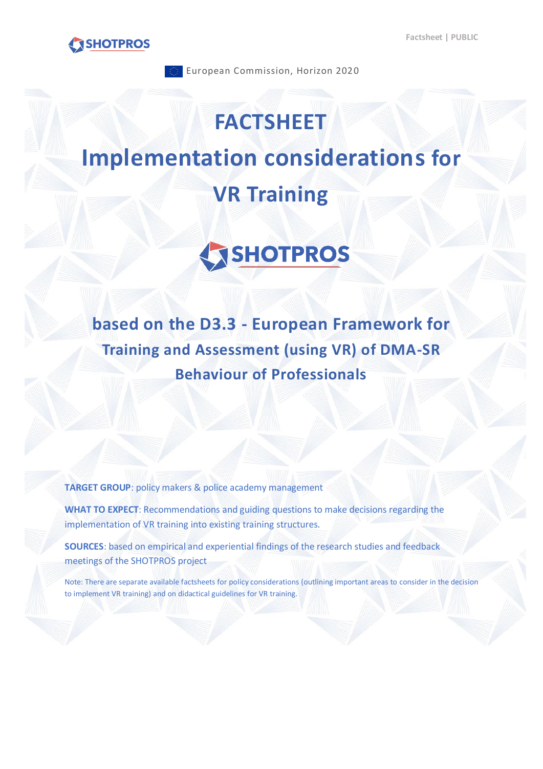European Commission, Horizon 2020

# FACTSHEET

# Implementation considerations for VR Training

SHOTPROS

## based on the D3.3 - European Framework for Training and Assessment (using VR) of DMA-SR Behaviour of Professionals

**TARGET GROUP**: policy makers & police academy management

**WHAT TO EXPECT**: Recommendations and guiding questions to make decisions regarding the implementation of VR training into existing training structures.

**SOURCES**: based on empirical and experiential findings of the research studies and feedback meetings of the SHOTPROS project

Note: There are separate available factsheets for policy considerations (outlining important areas to consider in the decision to implement VR training) and on didactical guidelines for VR training.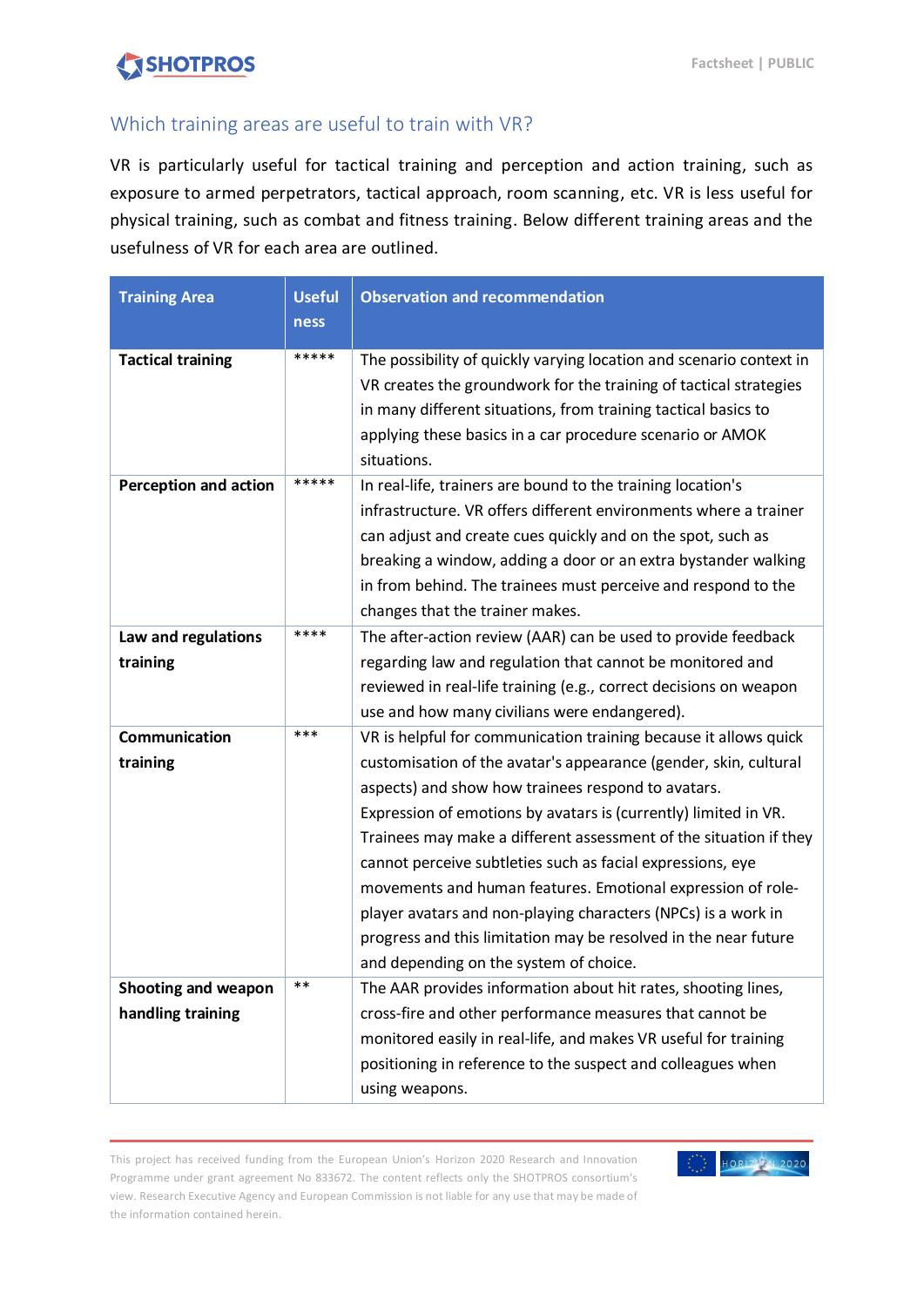## Which training areas are useful to train with VR?

VR is particularly useful for tactical training and perception and action training, such as exposure to armed perpetrators, tactical approach, room scanning, etc. VR is less useful for physical training, such as combat and fitness training. Below different training areas and the usefulness of VR for each area are outlined.

| Training Area | Usefulness | Observation and recommendation |
|---|---|---|
| **Tactical training** | ***** | The possibility of quickly varying location and scenario context in VR creates the groundwork for the training of tactical strategies in many different situations, from training tactical basics to applying these basics in a car procedure scenario or AMOK situations. |
| **Perception and action** | ***** | In real-life, trainers are bound to the training location's infrastructure. VR offers different environments where a trainer can adjust and create cues quickly and on the spot, such as breaking a window, adding a door or an extra bystander walking in from behind. The trainees must perceive and respond to the changes that the trainer makes. |
| **Law and regulations training** | **** | The after-action review (AAR) can be used to provide feedback regarding law and regulation that cannot be monitored and reviewed in real-life training (e.g., correct decisions on weapon use and how many civilians were endangered). |
| **Communication training** | *** | VR is helpful for communication training because it allows quick customisation of the avatar's appearance (gender, skin, cultural aspects) and show how trainees respond to avatars. Expression of emotions by avatars is (currently) limited in VR. Trainees may make a different assessment of the situation if they cannot perceive subtleties such as facial expressions, eye movements and human features. Emotional expression of role-player avatars and non-playing characters (NPCs) is a work in progress and this limitation may be resolved in the near future and depending on the system of choice. |
| **Shooting and weapon handling training** | ** | The AAR provides information about hit rates, shooting lines, cross-fire and other performance measures that cannot be monitored easily in real-life, and makes VR useful for training positioning in reference to the suspect and colleagues when using weapons. |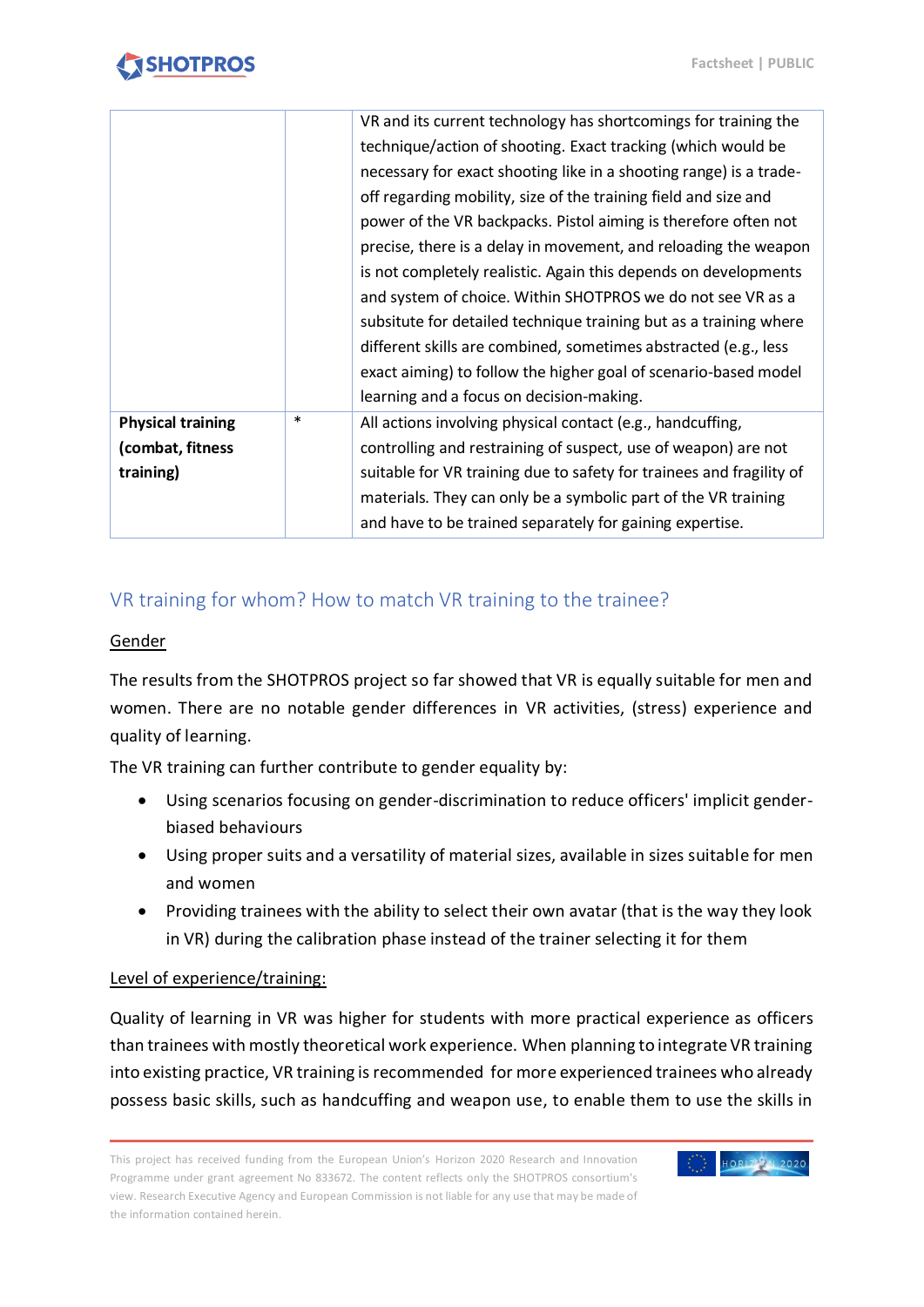| | | |
|---|---|---|
| | | VR and its current technology has shortcomings for training the technique/action of shooting. Exact tracking (which would be necessary for exact shooting like in a shooting range) is a trade-off regarding mobility, size of the training field and size and power of the VR backpacks. Pistol aiming is therefore often not precise, there is a delay in movement, and reloading the weapon is not completely realistic. Again this depends on developments and system of choice. Within SHOTPROS we do not see VR as a subsitute for detailed technique training but as a training where different skills are combined, sometimes abstracted (e.g., less exact aiming) to follow the higher goal of scenario-based model learning and a focus on decision-making. |
| **Physical training (combat, fitness training)** | * | All actions involving physical contact (e.g., handcuffing, controlling and restraining of suspect, use of weapon) are not suitable for VR training due to safety for trainees and fragility of materials. They can only be a symbolic part of the VR training and have to be trained separately for gaining expertise. |

## VR training for whom? How to match VR training to the trainee?

<u>Gender</u>

The results from the SHOTPROS project so far showed that VR is equally suitable for men and women. There are no notable gender differences in VR activities, (stress) experience and quality of learning.

The VR training can further contribute to gender equality by:

- Using scenarios focusing on gender-discrimination to reduce officers' implicit gender-biased behaviours
- Using proper suits and a versatility of material sizes, available in sizes suitable for men and women
- Providing trainees with the ability to select their own avatar (that is the way they look in VR) during the calibration phase instead of the trainer selecting it for them

<u>Level of experience/training:</u>

Quality of learning in VR was higher for students with more practical experience as officers than trainees with mostly theoretical work experience. When planning to integrate VR training into existing practice, VR training is recommended for more experienced trainees who already possess basic skills, such as handcuffing and weapon use, to enable them to use the skills in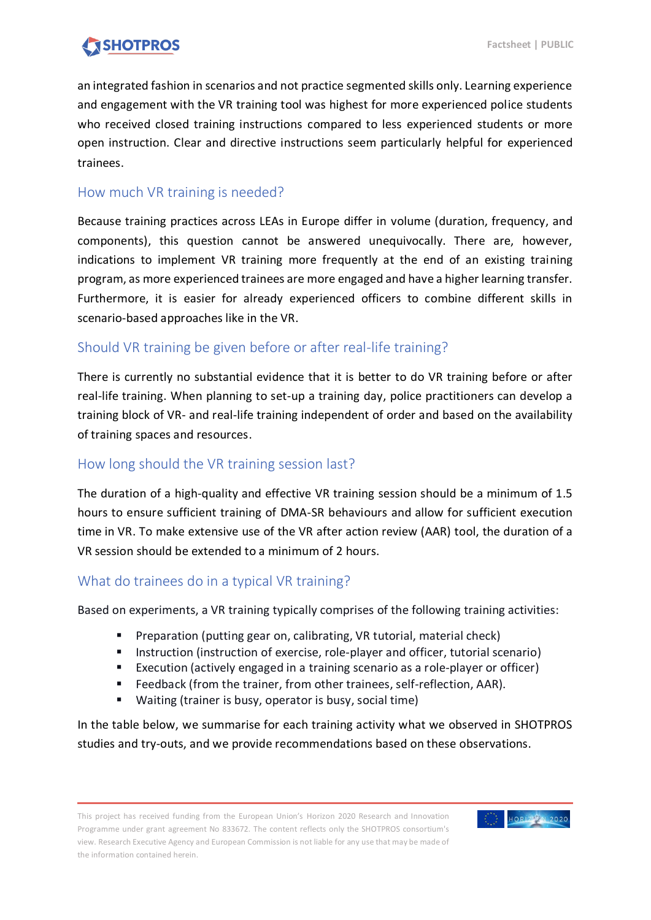an integrated fashion in scenarios and not practice segmented skills only. Learning experience and engagement with the VR training tool was highest for more experienced police students who received closed training instructions compared to less experienced students or more open instruction. Clear and directive instructions seem particularly helpful for experienced trainees.

## How much VR training is needed?

Because training practices across LEAs in Europe differ in volume (duration, frequency, and components), this question cannot be answered unequivocally. There are, however, indications to implement VR training more frequently at the end of an existing training program, as more experienced trainees are more engaged and have a higher learning transfer. Furthermore, it is easier for already experienced officers to combine different skills in scenario-based approaches like in the VR.

## Should VR training be given before or after real-life training?

There is currently no substantial evidence that it is better to do VR training before or after real-life training. When planning to set-up a training day, police practitioners can develop a training block of VR- and real-life training independent of order and based on the availability of training spaces and resources.

## How long should the VR training session last?

The duration of a high-quality and effective VR training session should be a minimum of 1.5 hours to ensure sufficient training of DMA-SR behaviours and allow for sufficient execution time in VR. To make extensive use of the VR after action review (AAR) tool, the duration of a VR session should be extended to a minimum of 2 hours.

## What do trainees do in a typical VR training?

Based on experiments, a VR training typically comprises of the following training activities:

- Preparation (putting gear on, calibrating, VR tutorial, material check)
- Instruction (instruction of exercise, role-player and officer, tutorial scenario)
- Execution (actively engaged in a training scenario as a role-player or officer)
- Feedback (from the trainer, from other trainees, self-reflection, AAR).
- Waiting (trainer is busy, operator is busy, social time)

In the table below, we summarise for each training activity what we observed in SHOTPROS studies and try-outs, and we provide recommendations based on these observations.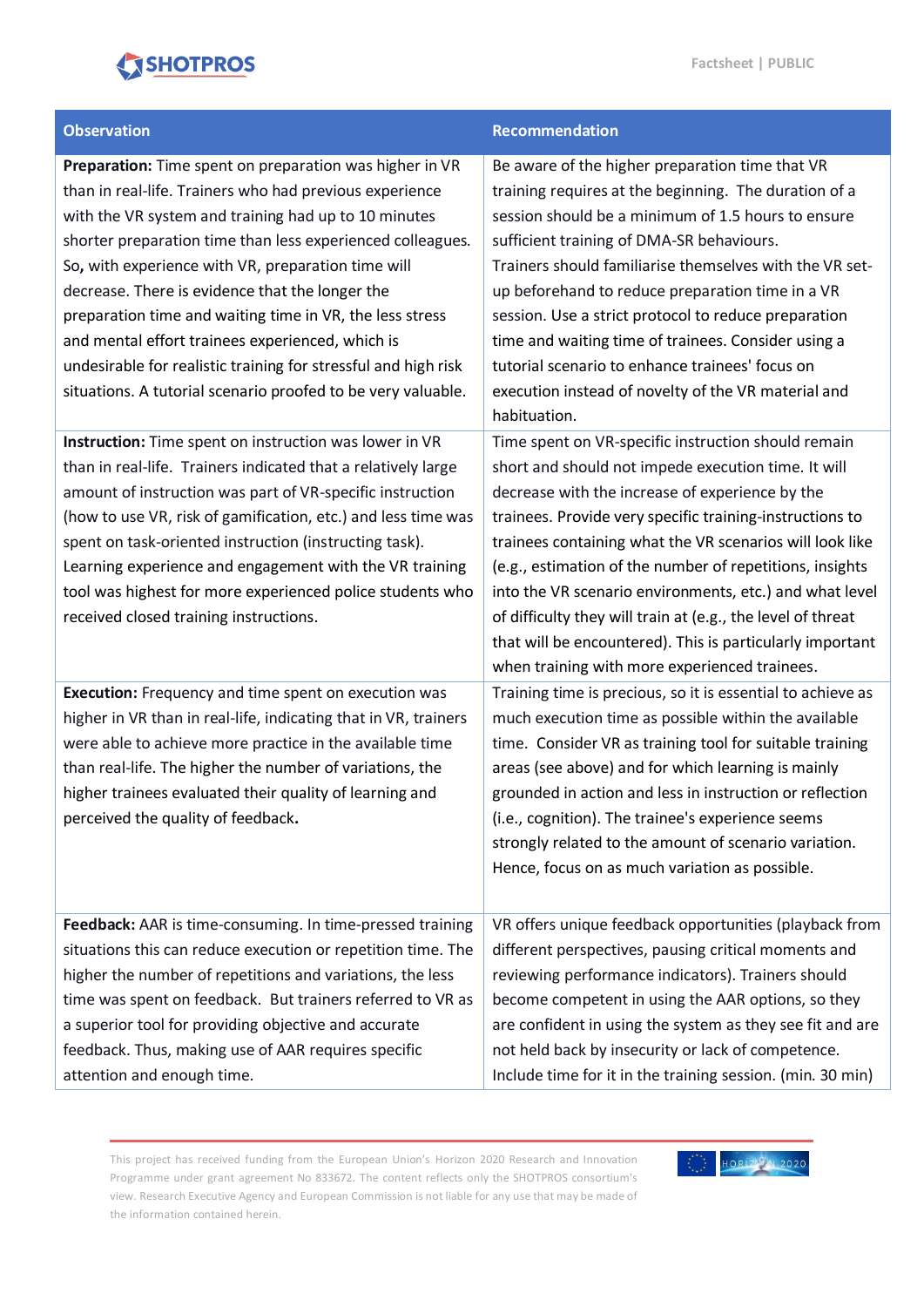| Observation | Recommendation |
| --- | --- |
| **Preparation:** Time spent on preparation was higher in VR than in real-life. Trainers who had previous experience with the VR system and training had up to 10 minutes shorter preparation time than less experienced colleagues. So**,** with experience with VR, preparation time will decrease. There is evidence that the longer the preparation time and waiting time in VR, the less stress and mental effort trainees experienced, which is undesirable for realistic training for stressful and high risk situations. A tutorial scenario proofed to be very valuable. | Be aware of the higher preparation time that VR training requires at the beginning. The duration of a session should be a minimum of 1.5 hours to ensure sufficient training of DMA-SR behaviours. Trainers should familiarise themselves with the VR set-up beforehand to reduce preparation time in a VR session. Use a strict protocol to reduce preparation time and waiting time of trainees. Consider using a tutorial scenario to enhance trainees' focus on execution instead of novelty of the VR material and habituation. |
| **Instruction:** Time spent on instruction was lower in VR than in real-life. Trainers indicated that a relatively large amount of instruction was part of VR-specific instruction (how to use VR, risk of gamification, etc.) and less time was spent on task-oriented instruction (instructing task). Learning experience and engagement with the VR training tool was highest for more experienced police students who received closed training instructions. | Time spent on VR-specific instruction should remain short and should not impede execution time. It will decrease with the increase of experience by the trainees. Provide very specific training-instructions to trainees containing what the VR scenarios will look like (e.g., estimation of the number of repetitions, insights into the VR scenario environments, etc.) and what level of difficulty they will train at (e.g., the level of threat that will be encountered). This is particularly important when training with more experienced trainees. |
| **Execution:** Frequency and time spent on execution was higher in VR than in real-life, indicating that in VR, trainers were able to achieve more practice in the available time than real-life. The higher the number of variations, the higher trainees evaluated their quality of learning and perceived the quality of feedback**.** | Training time is precious, so it is essential to achieve as much execution time as possible within the available time. Consider VR as training tool for suitable training areas (see above) and for which learning is mainly grounded in action and less in instruction or reflection (i.e., cognition). The trainee's experience seems strongly related to the amount of scenario variation. Hence, focus on as much variation as possible. |
| **Feedback:** AAR is time-consuming. In time-pressed training situations this can reduce execution or repetition time. The higher the number of repetitions and variations, the less time was spent on feedback. But trainers referred to VR as a superior tool for providing objective and accurate feedback. Thus, making use of AAR requires specific attention and enough time. | VR offers unique feedback opportunities (playback from different perspectives, pausing critical moments and reviewing performance indicators). Trainers should become competent in using the AAR options, so they are confident in using the system as they see fit and are not held back by insecurity or lack of competence. Include time for it in the training session. (min. 30 min) |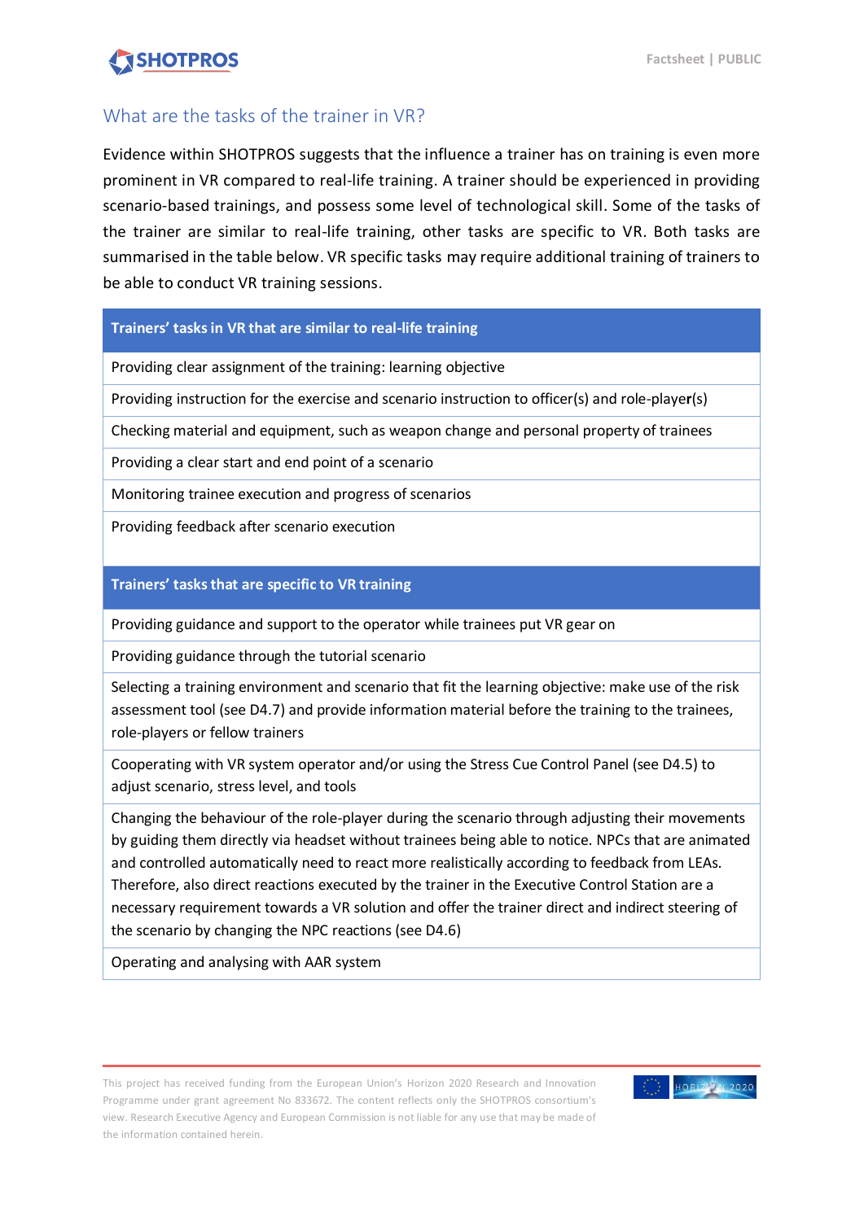## What are the tasks of the trainer in VR?

Evidence within SHOTPROS suggests that the influence a trainer has on training is even more prominent in VR compared to real-life training. A trainer should be experienced in providing scenario-based trainings, and possess some level of technological skill. Some of the tasks of the trainer are similar to real-life training, other tasks are specific to VR. Both tasks are summarised in the table below. VR specific tasks may require additional training of trainers to be able to conduct VR training sessions.

| Trainers' tasks in VR that are similar to real-life training |
| --- |
| Providing clear assignment of the training: learning objective |
| Providing instruction for the exercise and scenario instruction to officer(s) and role-player(s) |
| Checking material and equipment, such as weapon change and personal property of trainees |
| Providing a clear start and end point of a scenario |
| Monitoring trainee execution and progress of scenarios |
| Providing feedback after scenario execution |

| Trainers' tasks that are specific to VR training |
| --- |
| Providing guidance and support to the operator while trainees put VR gear on |
| Providing guidance through the tutorial scenario |
| Selecting a training environment and scenario that fit the learning objective: make use of the risk assessment tool (see D4.7) and provide information material before the training to the trainees, role-players or fellow trainers |
| Cooperating with VR system operator and/or using the Stress Cue Control Panel (see D4.5) to adjust scenario, stress level, and tools |
| Changing the behaviour of the role-player during the scenario through adjusting their movements by guiding them directly via headset without trainees being able to notice. NPCs that are animated and controlled automatically need to react more realistically according to feedback from LEAs. Therefore, also direct reactions executed by the trainer in the Executive Control Station are a necessary requirement towards a VR solution and offer the trainer direct and indirect steering of the scenario by changing the NPC reactions (see D4.6) |
| Operating and analysing with AAR system |

This project has received funding from the European Union's Horizon 2020 Research and Innovation Programme under grant agreement No 833672. The content reflects only the SHOTPROS consortium's view. Research Executive Agency and European Commission is not liable for any use that may be made of the information contained herein.